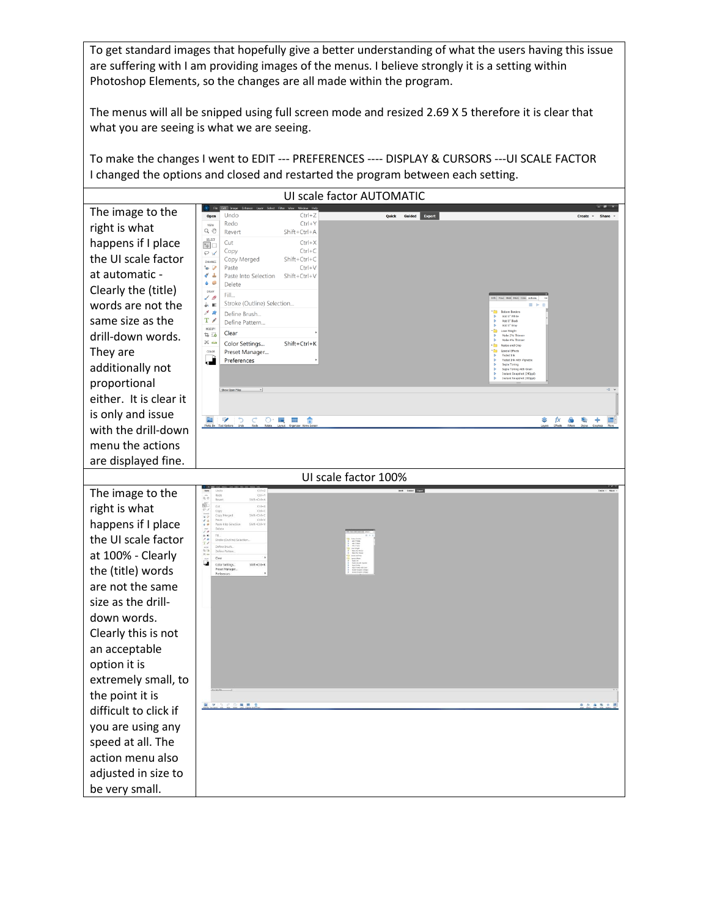To get standard images that hopefully give a better understanding of what the users having this issue are suffering with I am providing images of the menus. I believe strongly it is a setting within Photoshop Elements, so the changes are all made within the program.

The menus will all be snipped using full screen mode and resized 2.69 X 5 therefore it is clear that what you are seeing is what we are seeing.

To make the changes I went to EDIT --- PREFERENCES ---- DISPLAY & CURSORS ---UI SCALE FACTOR
I changed the options and closed and restarted the program between each setting.

| UI scale factor AUTOMATIC | |
|---|---|
| The image to the right is what happens if I place the UI scale factor at automatic - Clearly the (title) words are not the same size as the drill-down words. They are additionally not proportional either. It is clear it is only and issue with the drill-down menu the actions are displayed fine. | |

| UI scale factor 100% | |
|---|---|
| The image to the right is what happens if I place the UI scale factor at 100% - Clearly the (title) words are not the same size as the drill-down words. Clearly this is not an acceptable option it is extremely small, to the point it is difficult to click if you are using any speed at all. The action menu also adjusted in size to be very small. | |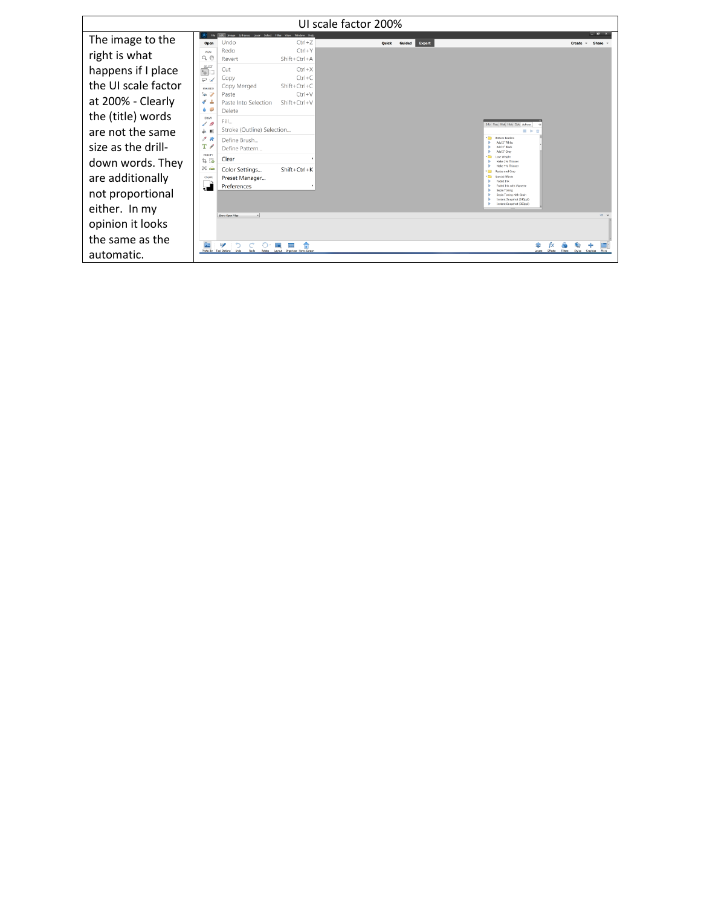| UI scale factor 200% | |
|---|---|
| The image to the right is what happens if I place the UI scale factor at 200% - Clearly the (title) words are not the same size as the drill-down words. They are additionally not proportional either. In my opinion it looks the same as the automatic. | |